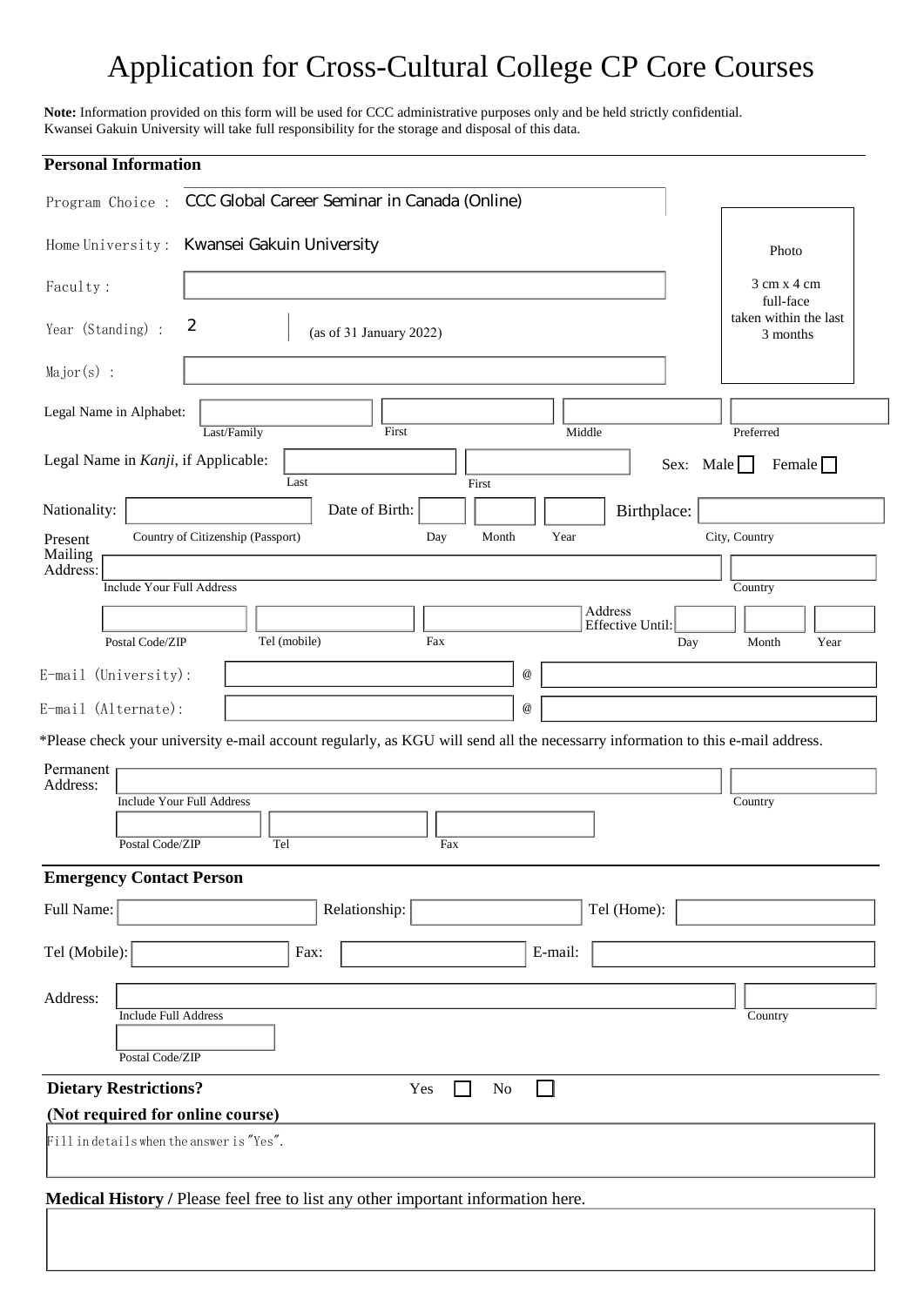# Application for Cross-Cultural College CP Core Courses

**Note:** Information provided on this form will be used for CCC administrative purposes only and be held strictly confidential.
Kwansei Gakuin University will take full responsibility for the storage and disposal of this data.

## Personal Information

Program Choice : CCC Global Career Seminar in Canada (Online)

Home University : Kwansei Gakuin University

Faculty :

Year (Standing) : 2 (as of 31 January 2022)

Major(s) :

Photo
3 cm x 4 cm
full-face
taken within the last
3 months

Legal Name in Alphabet: Last/Family | First | Middle | Preferred

Legal Name in *Kanji*, if Applicable: Last | First

Sex: Male ☐ Female ☐

Nationality: Country of Citizenship (Passport)

Date of Birth: Day | Month | Year

Birthplace: City, Country

Present Mailing Address: Include Your Full Address | Country

Postal Code/ZIP | Tel (mobile) | Fax

Address Effective Until: Day | Month | Year

E-mail (University): @

E-mail (Alternate): @

*Please check your university e-mail account regularly, as KGU will send all the necessarry information to this e-mail address.

Permanent Address: Include Your Full Address | Country

Postal Code/ZIP | Tel | Fax

## Emergency Contact Person

Full Name: | Relationship: | Tel (Home):

Tel (Mobile): | Fax: | E-mail:

Address: Include Full Address | Country

Postal Code/ZIP

**Dietary Restrictions?** Yes ☐ No ☐

**(Not required for online course)**

Fill in details when the answer is "Yes".

**Medical History /** Please feel free to list any other important information here.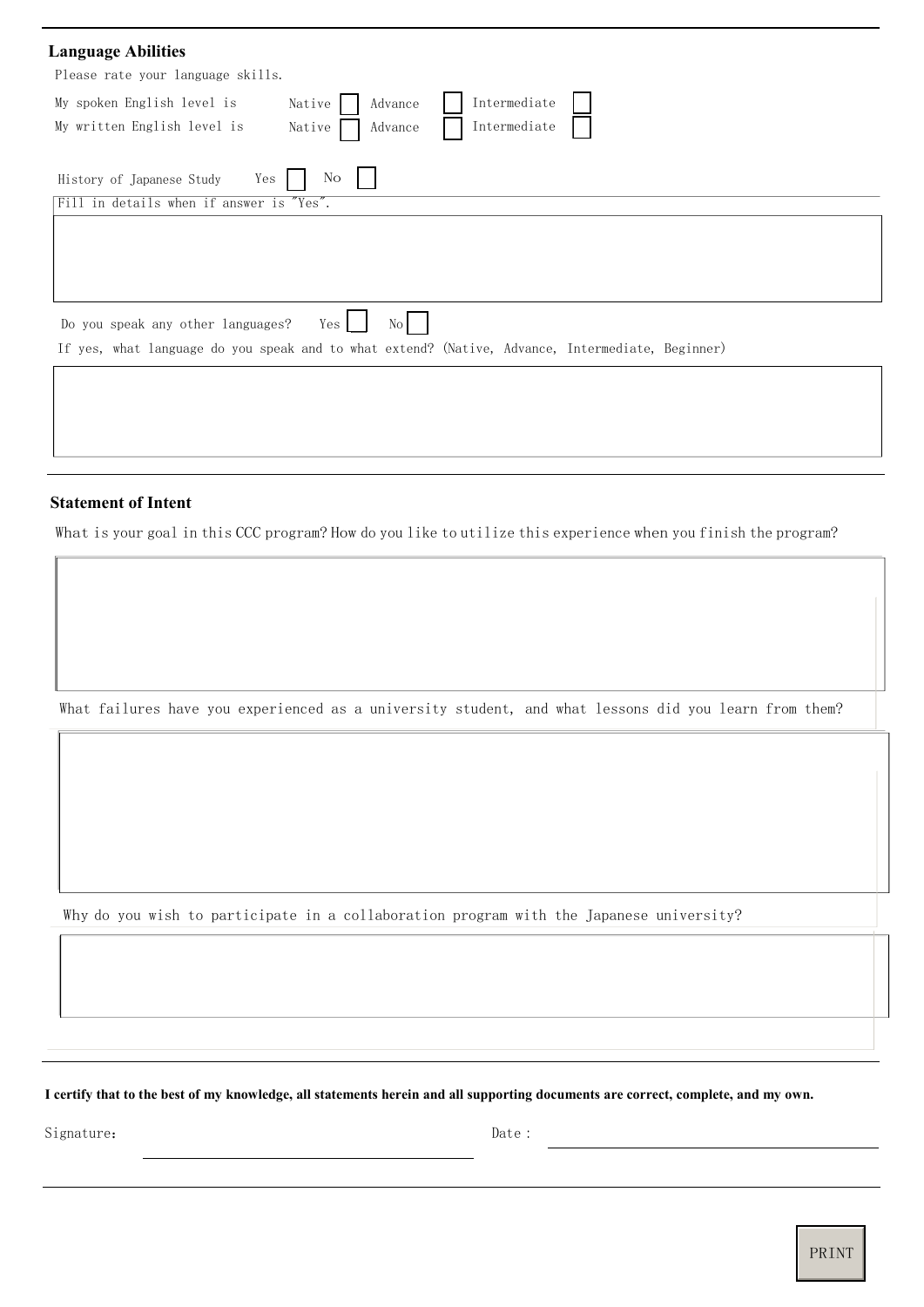## Language Abilities

Please rate your language skills.

My spoken English level is Native ☐ Advance ☐ Intermediate ☐

My written English level is Native ☐ Advance ☐ Intermediate ☐

History of Japanese Study Yes ☐ No ☐

Fill in details when if answer is "Yes".

Do you speak any other languages? Yes ☐ No ☐

If yes, what language do you speak and to what extend? (Native, Advance, Intermediate, Beginner)

## Statement of Intent

What is your goal in this CCC program? How do you like to utilize this experience when you finish the program?

What failures have you experienced as a university student, and what lessons did you learn from them?

Why do you wish to participate in a collaboration program with the Japanese university?

**I certify that to the best of my knowledge, all statements herein and all supporting documents are correct, complete, and my own.**

Signature：

Date：

PRINT